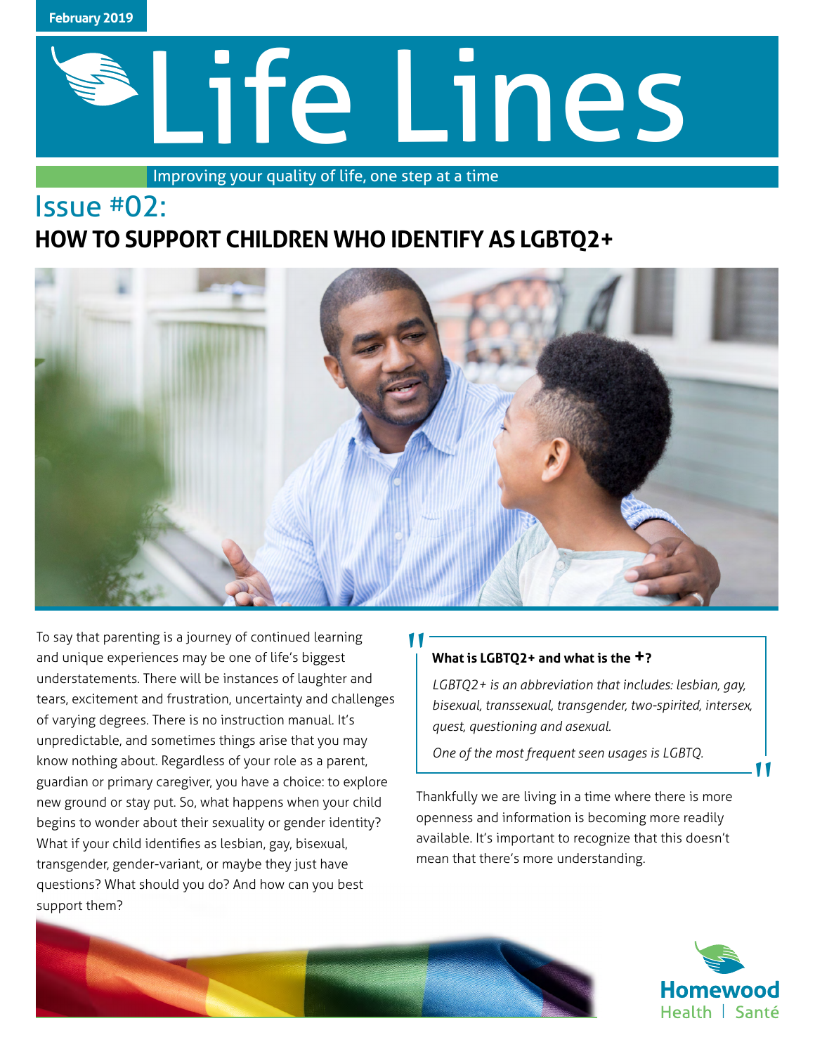February 2019

# Life Lines

Improving your quality of life, one step at a time

## Issue #02:
## HOW TO SUPPORT CHILDREN WHO IDENTIFY AS LGBTQ2+

To say that parenting is a journey of continued learning and unique experiences may be one of life's biggest understatements. There will be instances of laughter and tears, excitement and frustration, uncertainty and challenges of varying degrees. There is no instruction manual. It's unpredictable, and sometimes things arise that you may know nothing about. Regardless of your role as a parent, guardian or primary caregiver, you have a choice: to explore new ground or stay put. So, what happens when your child begins to wonder about their sexuality or gender identity? What if your child identifies as lesbian, gay, bisexual, transgender, gender-variant, or maybe they just have questions? What should you do? And how can you best support them?

> **What is LGBTQ2+ and what is the +?**
>
> *LGBTQ2+ is an abbreviation that includes: lesbian, gay, bisexual, transsexual, transgender, two-spirited, intersex, quest, questioning and asexual.*
>
> *One of the most frequent seen usages is LGBTQ.*

Thankfully we are living in a time where there is more openness and information is becoming more readily available. It's important to recognize that this doesn't mean that there's more understanding.

Homewood Health | Santé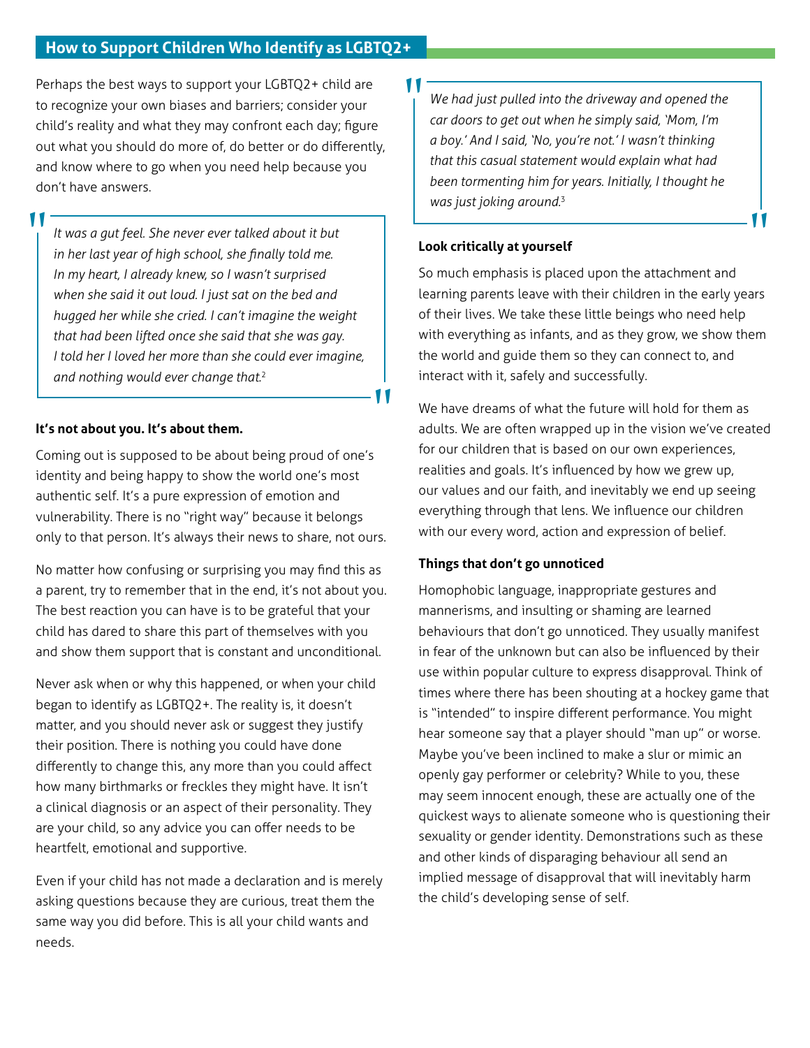## How to Support Children Who Identify as LGBTQ2+

Perhaps the best ways to support your LGBTQ2+ child are to recognize your own biases and barriers; consider your child's reality and what they may confront each day; figure out what you should do more of, do better or do differently, and know where to go when you need help because you don't have answers.

> *It was a gut feel. She never ever talked about it but in her last year of high school, she finally told me. In my heart, I already knew, so I wasn't surprised when she said it out loud. I just sat on the bed and hugged her while she cried. I can't imagine the weight that had been lifted once she said that she was gay. I told her I loved her more than she could ever imagine, and nothing would ever change that.*[2]

**It's not about you. It's about them.**

Coming out is supposed to be about being proud of one's identity and being happy to show the world one's most authentic self. It's a pure expression of emotion and vulnerability. There is no "right way" because it belongs only to that person. It's always their news to share, not ours.

No matter how confusing or surprising you may find this as a parent, try to remember that in the end, it's not about you. The best reaction you can have is to be grateful that your child has dared to share this part of themselves with you and show them support that is constant and unconditional.

Never ask when or why this happened, or when your child began to identify as LGBTQ2+. The reality is, it doesn't matter, and you should never ask or suggest they justify their position. There is nothing you could have done differently to change this, any more than you could affect how many birthmarks or freckles they might have. It isn't a clinical diagnosis or an aspect of their personality. They are your child, so any advice you can offer needs to be heartfelt, emotional and supportive.

Even if your child has not made a declaration and is merely asking questions because they are curious, treat them the same way you did before. This is all your child wants and needs.

> *We had just pulled into the driveway and opened the car doors to get out when he simply said, 'Mom, I'm a boy.' And I said, 'No, you're not.' I wasn't thinking that this casual statement would explain what had been tormenting him for years. Initially, I thought he was just joking around.*[3]

**Look critically at yourself**

So much emphasis is placed upon the attachment and learning parents leave with their children in the early years of their lives. We take these little beings who need help with everything as infants, and as they grow, we show them the world and guide them so they can connect to, and interact with it, safely and successfully.

We have dreams of what the future will hold for them as adults. We are often wrapped up in the vision we've created for our children that is based on our own experiences, realities and goals. It's influenced by how we grew up, our values and our faith, and inevitably we end up seeing everything through that lens. We influence our children with our every word, action and expression of belief.

**Things that don't go unnoticed**

Homophobic language, inappropriate gestures and mannerisms, and insulting or shaming are learned behaviours that don't go unnoticed. They usually manifest in fear of the unknown but can also be influenced by their use within popular culture to express disapproval. Think of times where there has been shouting at a hockey game that is "intended" to inspire different performance. You might hear someone say that a player should "man up" or worse. Maybe you've been inclined to make a slur or mimic an openly gay performer or celebrity? While to you, these may seem innocent enough, these are actually one of the quickest ways to alienate someone who is questioning their sexuality or gender identity. Demonstrations such as these and other kinds of disparaging behaviour all send an implied message of disapproval that will inevitably harm the child's developing sense of self.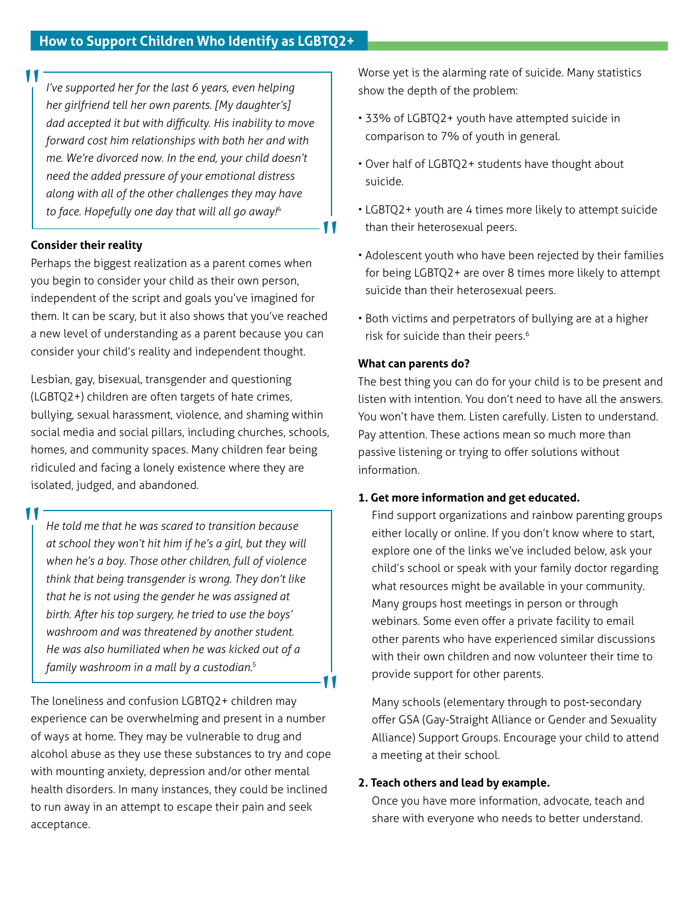## How to Support Children Who Identify as LGBTQ2+

> *I've supported her for the last 6 years, even helping her girlfriend tell her own parents. [My daughter's] dad accepted it but with difficulty. His inability to move forward cost him relationships with both her and with me. We're divorced now. In the end, your child doesn't need the added pressure of your emotional distress along with all of the other challenges they may have to face. Hopefully one day that will all go away!*[4]

**Consider their reality**

Perhaps the biggest realization as a parent comes when you begin to consider your child as their own person, independent of the script and goals you've imagined for them. It can be scary, but it also shows that you've reached a new level of understanding as a parent because you can consider your child's reality and independent thought.

Lesbian, gay, bisexual, transgender and questioning (LGBTQ2+) children are often targets of hate crimes, bullying, sexual harassment, violence, and shaming within social media and social pillars, including churches, schools, homes, and community spaces. Many children fear being ridiculed and facing a lonely existence where they are isolated, judged, and abandoned.

> *He told me that he was scared to transition because at school they won't hit him if he's a girl, but they will when he's a boy. Those other children, full of violence think that being transgender is wrong. They don't like that he is not using the gender he was assigned at birth. After his top surgery, he tried to use the boys' washroom and was threatened by another student. He was also humiliated when he was kicked out of a family washroom in a mall by a custodian.*[5]

The loneliness and confusion LGBTQ2+ children may experience can be overwhelming and present in a number of ways at home. They may be vulnerable to drug and alcohol abuse as they use these substances to try and cope with mounting anxiety, depression and/or other mental health disorders. In many instances, they could be inclined to run away in an attempt to escape their pain and seek acceptance.

Worse yet is the alarming rate of suicide. Many statistics show the depth of the problem:

- 33% of LGBTQ2+ youth have attempted suicide in comparison to 7% of youth in general.
- Over half of LGBTQ2+ students have thought about suicide.
- LGBTQ2+ youth are 4 times more likely to attempt suicide than their heterosexual peers.
- Adolescent youth who have been rejected by their families for being LGBTQ2+ are over 8 times more likely to attempt suicide than their heterosexual peers.
- Both victims and perpetrators of bullying are at a higher risk for suicide than their peers.[6]

**What can parents do?**

The best thing you can do for your child is to be present and listen with intention. You don't need to have all the answers. You won't have them. Listen carefully. Listen to understand. Pay attention. These actions mean so much more than passive listening or trying to offer solutions without information.

**1. Get more information and get educated.**

Find support organizations and rainbow parenting groups either locally or online. If you don't know where to start, explore one of the links we've included below, ask your child's school or speak with your family doctor regarding what resources might be available in your community. Many groups host meetings in person or through webinars. Some even offer a private facility to email other parents who have experienced similar discussions with their own children and now volunteer their time to provide support for other parents.

Many schools (elementary through to post-secondary offer GSA (Gay-Straight Alliance or Gender and Sexuality Alliance) Support Groups. Encourage your child to attend a meeting at their school.

**2. Teach others and lead by example.**

Once you have more information, advocate, teach and share with everyone who needs to better understand.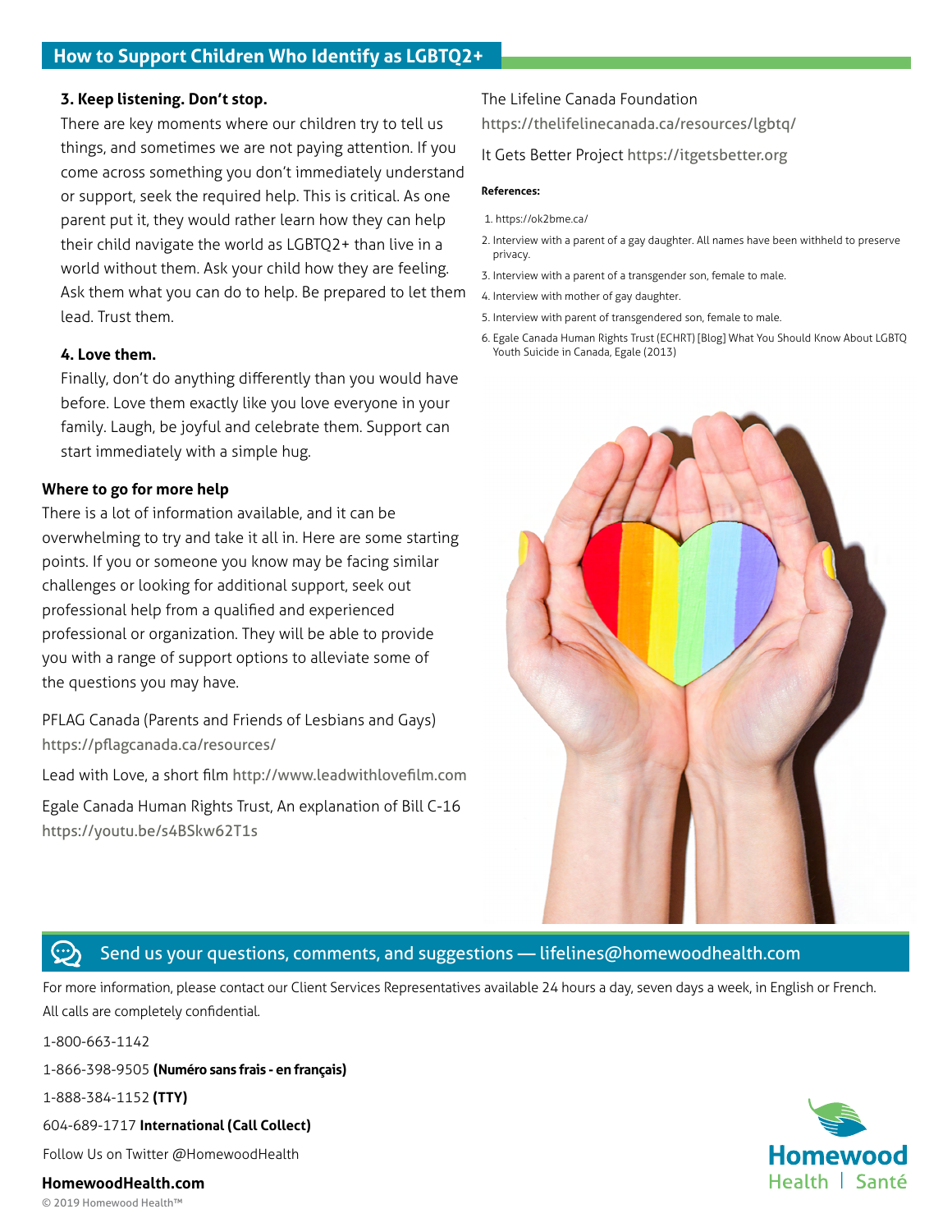## How to Support Children Who Identify as LGBTQ2+

### 3. Keep listening. Don't stop.

There are key moments where our children try to tell us things, and sometimes we are not paying attention. If you come across something you don't immediately understand or support, seek the required help. This is critical. As one parent put it, they would rather learn how they can help their child navigate the world as LGBTQ2+ than live in a world without them. Ask your child how they are feeling. Ask them what you can do to help. Be prepared to let them lead. Trust them.

### 4. Love them.

Finally, don't do anything differently than you would have before. Love them exactly like you love everyone in your family. Laugh, be joyful and celebrate them. Support can start immediately with a simple hug.

### Where to go for more help

There is a lot of information available, and it can be overwhelming to try and take it all in. Here are some starting points. If you or someone you know may be facing similar challenges or looking for additional support, seek out professional help from a qualified and experienced professional or organization. They will be able to provide you with a range of support options to alleviate some of the questions you may have.

PFLAG Canada (Parents and Friends of Lesbians and Gays) https://pflagcanada.ca/resources/

Lead with Love, a short film http://www.leadwithlovefilm.com

Egale Canada Human Rights Trust, An explanation of Bill C-16 https://youtu.be/s4BSkw62T1s

The Lifeline Canada Foundation https://thelifelinecanada.ca/resources/lgbtq/

It Gets Better Project https://itgetsbetter.org

**References:**

1. https://ok2bme.ca/
2. Interview with a parent of a gay daughter. All names have been withheld to preserve privacy.
3. Interview with a parent of a transgender son, female to male.
4. Interview with mother of gay daughter.
5. Interview with parent of transgendered son, female to male.
6. Egale Canada Human Rights Trust (ECHRT) [Blog] What You Should Know About LGBTQ Youth Suicide in Canada, Egale (2013)

Send us your questions, comments, and suggestions — lifelines@homewoodhealth.com

For more information, please contact our Client Services Representatives available 24 hours a day, seven days a week, in English or French. All calls are completely confidential.

1-800-663-1142

1-866-398-9505 **(Numéro sans frais - en français)**

1-888-384-1152 **(TTY)**

604-689-1717 **International (Call Collect)**

Follow Us on Twitter @HomewoodHealth

**HomewoodHealth.com**

© 2019 Homewood Health™

Homewood Health | Santé